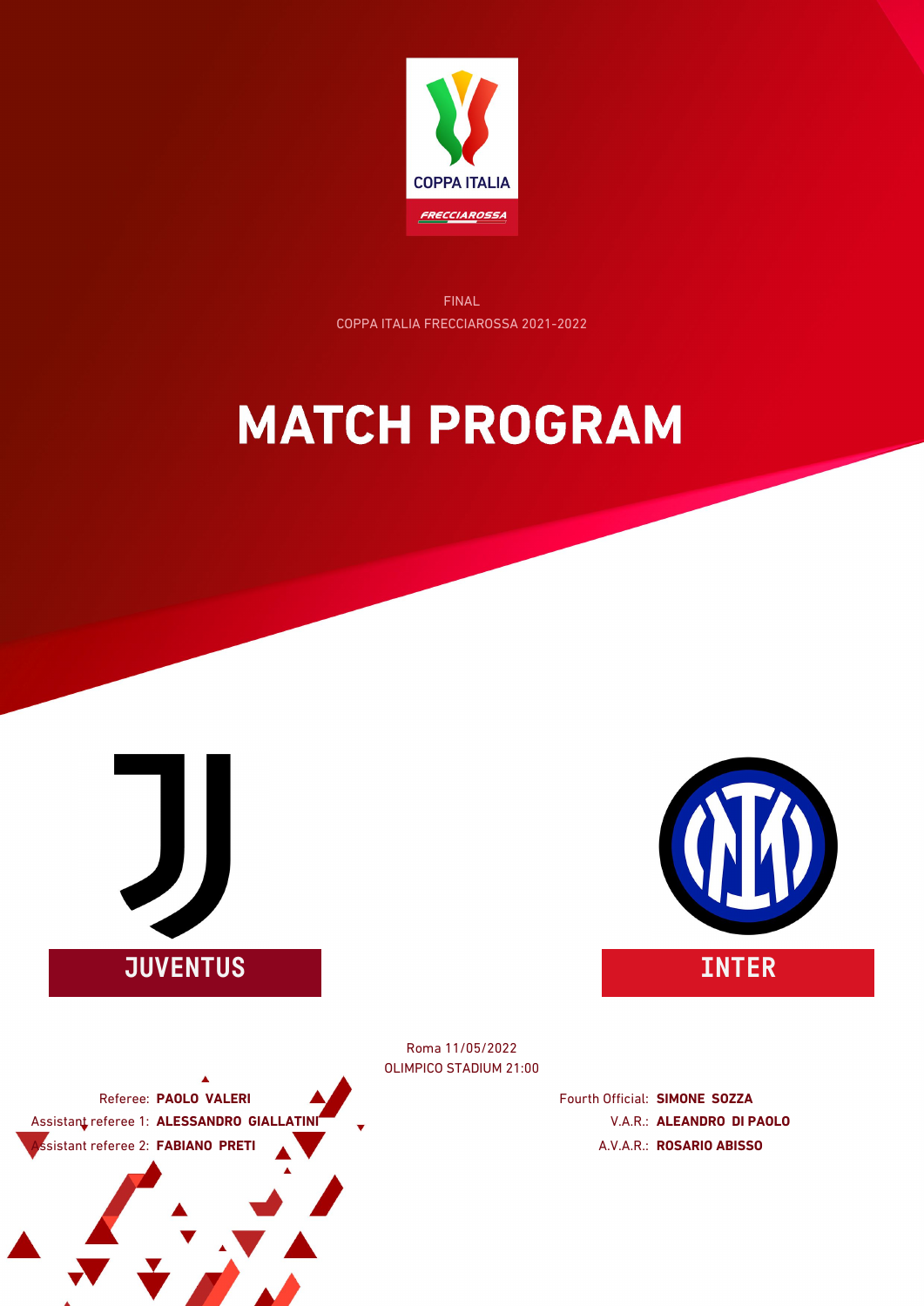FINAL

COPPA ITALIA FRECCIAROSSA 2021-2022

# MATCH PROGRAM

**JUVENTUS**

**INTER**

Roma 11/05/2022

OLIMPICO STADIUM 21:00

Referee: **PAOLO VALERI**

Assistant referee 1: **ALESSANDRO GIALLATINI**

Assistant referee 2: **FABIANO PRETI**

Fourth Official: **SIMONE SOZZA**

V.A.R.: **ALEANDRO DI PAOLO**

A.V.A.R.: **ROSARIO ABISSO**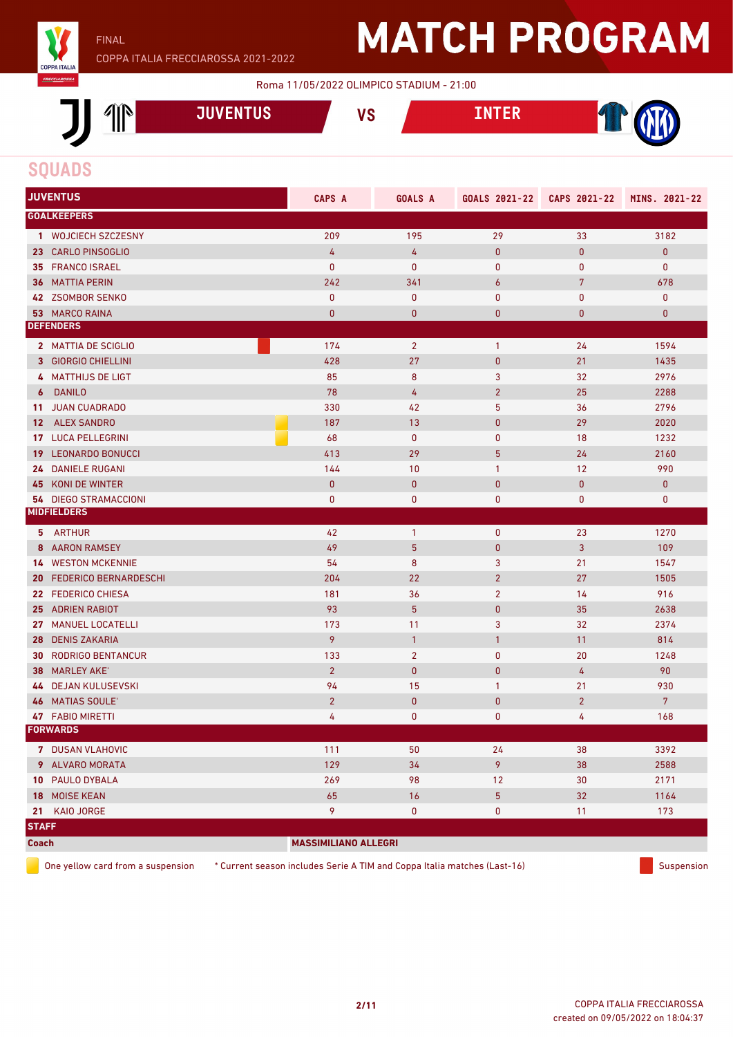FINAL

COPPA ITALIA FRECCIAROSSA 2021-2022

# MATCH PROGRAM

Roma 11/05/2022 OLIMPICO STADIUM - 21:00

**JUVENTUS** VS **INTER**

## SQUADS

| JUVENTUS | CAPS A | GOALS A | GOALS 2021-22 | CAPS 2021-22 | MINS. 2021-22 |
|---|---|---|---|---|---|
| **GOALKEEPERS** | | | | | |
| 1 WOJCIECH SZCZESNY | 209 | 195 | 29 | 33 | 3182 |
| 23 CARLO PINSOGLIO | 4 | 4 | 0 | 0 | 0 |
| 35 FRANCO ISRAEL | 0 | 0 | 0 | 0 | 0 |
| 36 MATTIA PERIN | 242 | 341 | 6 | 7 | 678 |
| 42 ZSOMBOR SENKO | 0 | 0 | 0 | 0 | 0 |
| 53 MARCO RAINA | 0 | 0 | 0 | 0 | 0 |
| **DEFENDERS** | | | | | |
| 2 MATTIA DE SCIGLIO (Suspension) | 174 | 2 | 1 | 24 | 1594 |
| 3 GIORGIO CHIELLINI | 428 | 27 | 0 | 21 | 1435 |
| 4 MATTHIJS DE LIGT | 85 | 8 | 3 | 32 | 2976 |
| 6 DANILO | 78 | 4 | 2 | 25 | 2288 |
| 11 JUAN CUADRADO | 330 | 42 | 5 | 36 | 2796 |
| 12 ALEX SANDRO (One yellow card from a suspension) | 187 | 13 | 0 | 29 | 2020 |
| 17 LUCA PELLEGRINI (One yellow card from a suspension) | 68 | 0 | 0 | 18 | 1232 |
| 19 LEONARDO BONUCCI | 413 | 29 | 5 | 24 | 2160 |
| 24 DANIELE RUGANI | 144 | 10 | 1 | 12 | 990 |
| 45 KONI DE WINTER | 0 | 0 | 0 | 0 | 0 |
| 54 DIEGO STRAMACCIONI | 0 | 0 | 0 | 0 | 0 |
| **MIDFIELDERS** | | | | | |
| 5 ARTHUR | 42 | 1 | 0 | 23 | 1270 |
| 8 AARON RAMSEY | 49 | 5 | 0 | 3 | 109 |
| 14 WESTON MCKENNIE | 54 | 8 | 3 | 21 | 1547 |
| 20 FEDERICO BERNARDESCHI | 204 | 22 | 2 | 27 | 1505 |
| 22 FEDERICO CHIESA | 181 | 36 | 2 | 14 | 916 |
| 25 ADRIEN RABIOT | 93 | 5 | 0 | 35 | 2638 |
| 27 MANUEL LOCATELLI | 173 | 11 | 3 | 32 | 2374 |
| 28 DENIS ZAKARIA | 9 | 1 | 1 | 11 | 814 |
| 30 RODRIGO BENTANCUR | 133 | 2 | 0 | 20 | 1248 |
| 38 MARLEY AKE' | 2 | 0 | 0 | 4 | 90 |
| 44 DEJAN KULUSEVSKI | 94 | 15 | 1 | 21 | 930 |
| 46 MATIAS SOULE' | 2 | 0 | 0 | 2 | 7 |
| 47 FABIO MIRETTI | 4 | 0 | 0 | 4 | 168 |
| **FORWARDS** | | | | | |
| 7 DUSAN VLAHOVIC | 111 | 50 | 24 | 38 | 3392 |
| 9 ALVARO MORATA | 129 | 34 | 9 | 38 | 2588 |
| 10 PAULO DYBALA | 269 | 98 | 12 | 30 | 2171 |
| 18 MOISE KEAN | 65 | 16 | 5 | 32 | 1164 |
| 21 KAIO JORGE | 9 | 0 | 0 | 11 | 173 |
| **STAFF** | | | | | |
| **Coach** | **MASSIMILIANO ALLEGRI** | | | | |

One yellow card from a suspension — * Current season includes Serie A TIM and Coppa Italia matches (Last-16) — Suspension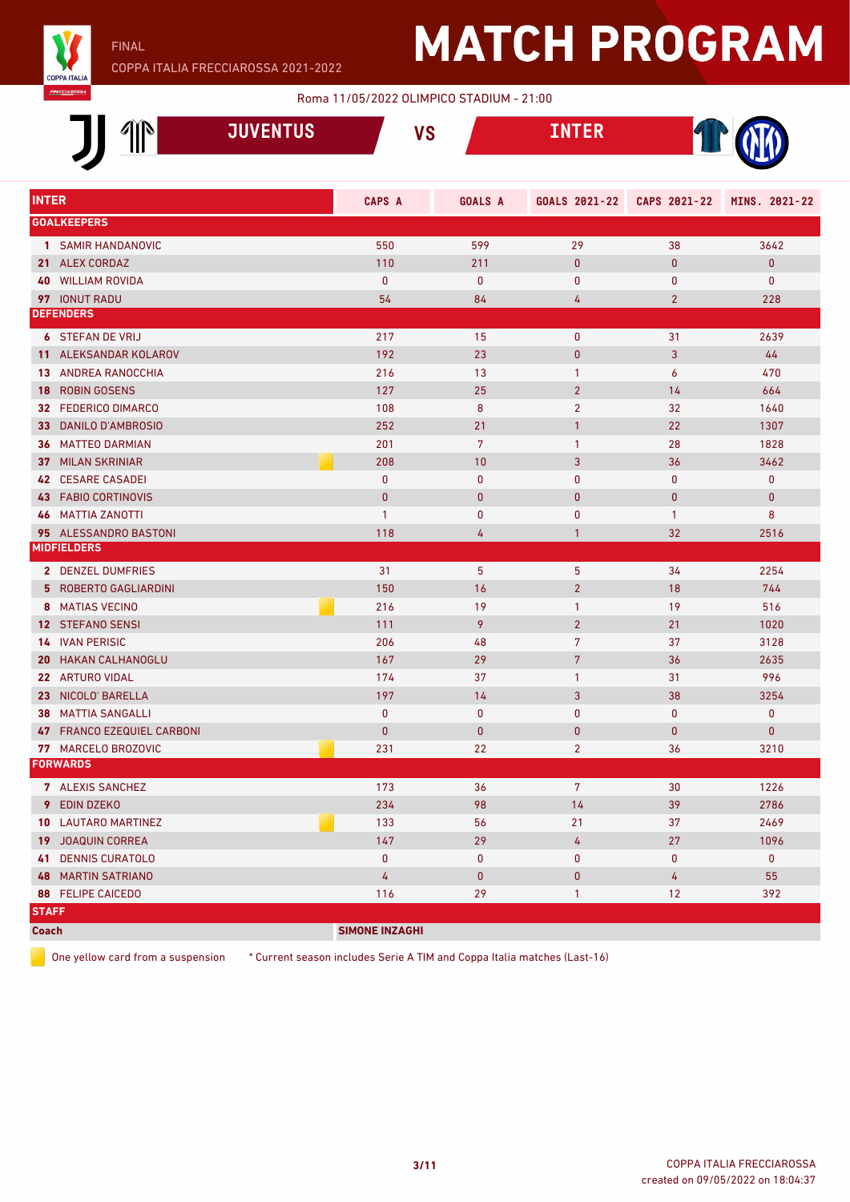FINAL

COPPA ITALIA FRECCIAROSSA 2021-2022

# MATCH PROGRAM

Roma 11/05/2022 OLIMPICO STADIUM - 21:00

## JUVENTUS VS INTER

| INTER | | CAPS A | GOALS A | GOALS 2021-22 | CAPS 2021-22 | MINS. 2021-22 |
|---|---|---|---|---|---|---|
| **GOALKEEPERS** | | | | | | |
| 1 | SAMIR HANDANOVIC | 550 | 599 | 29 | 38 | 3642 |
| 21 | ALEX CORDAZ | 110 | 211 | 0 | 0 | 0 |
| 40 | WILLIAM ROVIDA | 0 | 0 | 0 | 0 | 0 |
| 97 | IONUT RADU | 54 | 84 | 4 | 2 | 228 |
| **DEFENDERS** | | | | | | |
| 6 | STEFAN DE VRIJ | 217 | 15 | 0 | 31 | 2639 |
| 11 | ALEKSANDAR KOLAROV | 192 | 23 | 0 | 3 | 44 |
| 13 | ANDREA RANOCCHIA | 216 | 13 | 1 | 6 | 470 |
| 18 | ROBIN GOSENS | 127 | 25 | 2 | 14 | 664 |
| 32 | FEDERICO DIMARCO | 108 | 8 | 2 | 32 | 1640 |
| 33 | DANILO D'AMBROSIO | 252 | 21 | 1 | 22 | 1307 |
| 36 | MATTEO DARMIAN | 201 | 7 | 1 | 28 | 1828 |
| 37 | MILAN SKRINIAR (yellow card) | 208 | 10 | 3 | 36 | 3462 |
| 42 | CESARE CASADEI | 0 | 0 | 0 | 0 | 0 |
| 43 | FABIO CORTINOVIS | 0 | 0 | 0 | 0 | 0 |
| 46 | MATTIA ZANOTTI | 1 | 0 | 0 | 1 | 8 |
| 95 | ALESSANDRO BASTONI | 118 | 4 | 1 | 32 | 2516 |
| **MIDFIELDERS** | | | | | | |
| 2 | DENZEL DUMFRIES | 31 | 5 | 5 | 34 | 2254 |
| 5 | ROBERTO GAGLIARDINI | 150 | 16 | 2 | 18 | 744 |
| 8 | MATIAS VECINO (yellow card) | 216 | 19 | 1 | 19 | 516 |
| 12 | STEFANO SENSI | 111 | 9 | 2 | 21 | 1020 |
| 14 | IVAN PERISIC | 206 | 48 | 7 | 37 | 3128 |
| 20 | HAKAN CALHANOGLU | 167 | 29 | 7 | 36 | 2635 |
| 22 | ARTURO VIDAL | 174 | 37 | 1 | 31 | 996 |
| 23 | NICOLO' BARELLA | 197 | 14 | 3 | 38 | 3254 |
| 38 | MATTIA SANGALLI | 0 | 0 | 0 | 0 | 0 |
| 47 | FRANCO EZEQUIEL CARBONI | 0 | 0 | 0 | 0 | 0 |
| 77 | MARCELO BROZOVIC (yellow card) | 231 | 22 | 2 | 36 | 3210 |
| **FORWARDS** | | | | | | |
| 7 | ALEXIS SANCHEZ | 173 | 36 | 7 | 30 | 1226 |
| 9 | EDIN DZEKO | 234 | 98 | 14 | 39 | 2786 |
| 10 | LAUTARO MARTINEZ (yellow card) | 133 | 56 | 21 | 37 | 2469 |
| 19 | JOAQUIN CORREA | 147 | 29 | 4 | 27 | 1096 |
| 41 | DENNIS CURATOLO | 0 | 0 | 0 | 0 | 0 |
| 48 | MARTIN SATRIANO | 4 | 0 | 0 | 4 | 55 |
| 88 | FELIPE CAICEDO | 116 | 29 | 1 | 12 | 392 |
| **STAFF** | | | | | | |
| Coach | | SIMONE INZAGHI | | | | |

(yellow card) One yellow card from a suspension

\* Current season includes Serie A TIM and Coppa Italia matches (Last-16)

COPPA ITALIA FRECCIAROSSA
created on 09/05/2022 on 18:04:37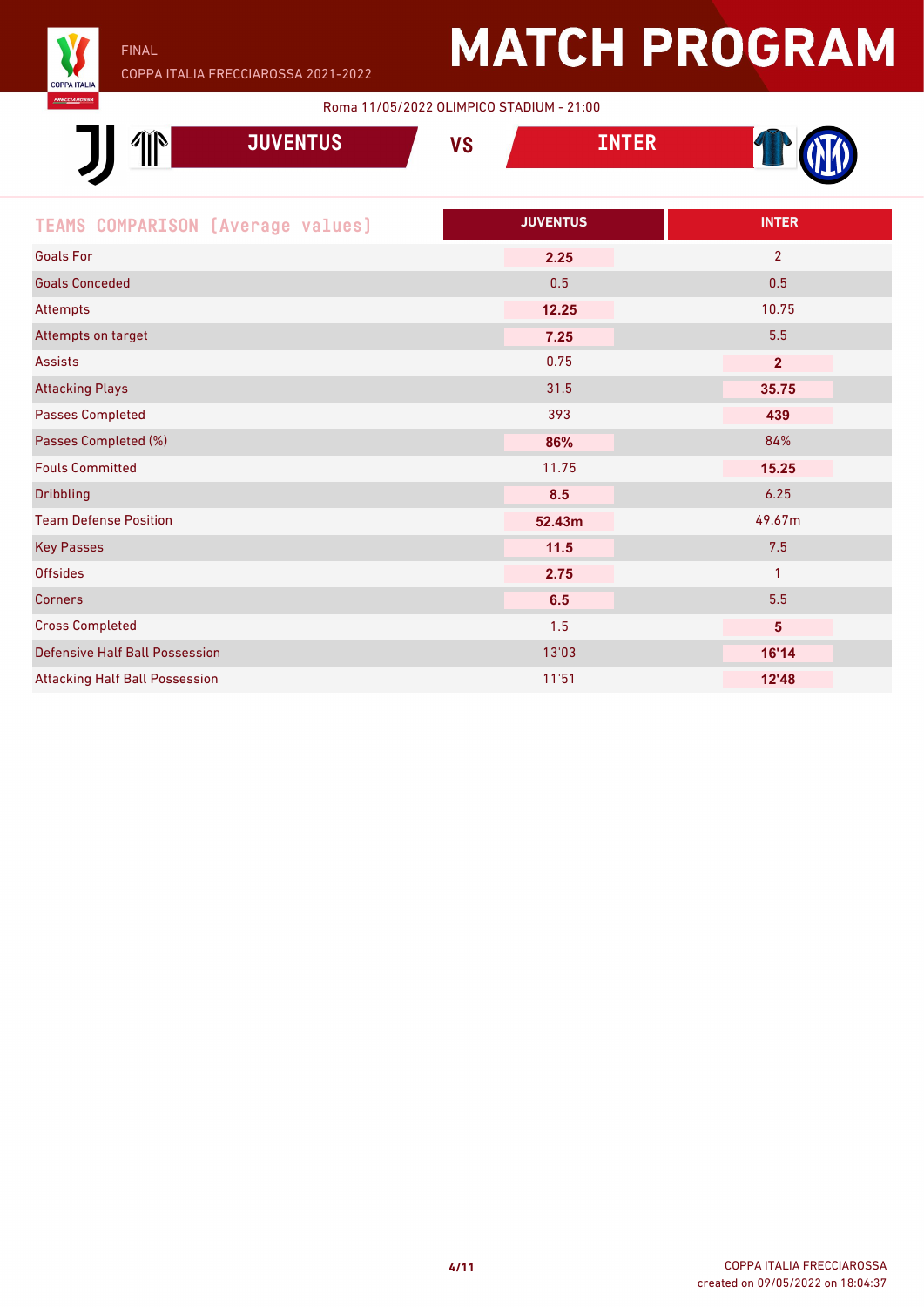FINAL

COPPA ITALIA FRECCIAROSSA 2021-2022

# MATCH PROGRAM

Roma 11/05/2022 OLIMPICO STADIUM - 21:00

## JUVENTUS VS INTER

| TEAMS COMPARISON (Average values) | JUVENTUS | INTER |
|---|---|---|
| Goals For | **2.25** | 2 |
| Goals Conceded | 0.5 | 0.5 |
| Attempts | **12.25** | 10.75 |
| Attempts on target | **7.25** | 5.5 |
| Assists | 0.75 | **2** |
| Attacking Plays | 31.5 | **35.75** |
| Passes Completed | 393 | **439** |
| Passes Completed (%) | **86%** | 84% |
| Fouls Committed | 11.75 | **15.25** |
| Dribbling | **8.5** | 6.25 |
| Team Defense Position | **52.43m** | 49.67m |
| Key Passes | **11.5** | 7.5 |
| Offsides | **2.75** | 1 |
| Corners | **6.5** | 5.5 |
| Cross Completed | 1.5 | **5** |
| Defensive Half Ball Possession | 13'03 | **16'14** |
| Attacking Half Ball Possession | 11'51 | **12'48** |

COPPA ITALIA FRECCIAROSSA
created on 09/05/2022 on 18:04:37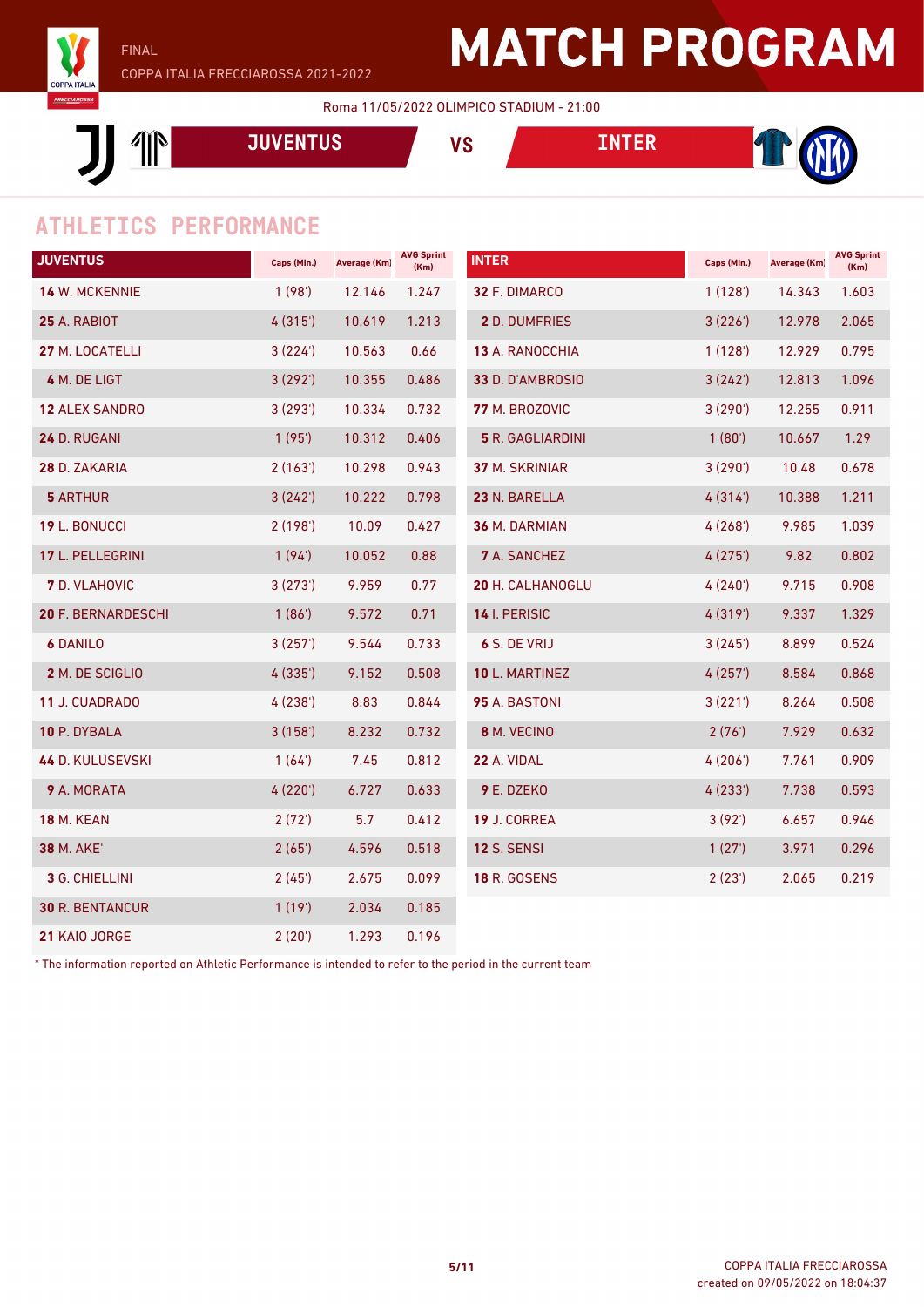FINAL

COPPA ITALIA FRECCIAROSSA 2021-2022

# MATCH PROGRAM

Roma 11/05/2022 OLIMPICO STADIUM - 21:00

**JUVENTUS** VS **INTER**

## ATHLETICS PERFORMANCE

| JUVENTUS | Caps (Min.) | Average (Km) | AVG Sprint (Km) |
|---|---|---|---|
| **14** W. MCKENNIE | 1 (98') | 12.146 | 1.247 |
| **25** A. RABIOT | 4 (315') | 10.619 | 1.213 |
| **27** M. LOCATELLI | 3 (224') | 10.563 | 0.66 |
| **4** M. DE LIGT | 3 (292') | 10.355 | 0.486 |
| **12** ALEX SANDRO | 3 (293') | 10.334 | 0.732 |
| **24** D. RUGANI | 1 (95') | 10.312 | 0.406 |
| **28** D. ZAKARIA | 2 (163') | 10.298 | 0.943 |
| **5** ARTHUR | 3 (242') | 10.222 | 0.798 |
| **19** L. BONUCCI | 2 (198') | 10.09 | 0.427 |
| **17** L. PELLEGRINI | 1 (94') | 10.052 | 0.88 |
| **7** D. VLAHOVIC | 3 (273') | 9.959 | 0.77 |
| **20** F. BERNARDESCHI | 1 (86') | 9.572 | 0.71 |
| **6** DANILO | 3 (257') | 9.544 | 0.733 |
| **2** M. DE SCIGLIO | 4 (335') | 9.152 | 0.508 |
| **11** J. CUADRADO | 4 (238') | 8.83 | 0.844 |
| **10** P. DYBALA | 3 (158') | 8.232 | 0.732 |
| **44** D. KULUSEVSKI | 1 (64') | 7.45 | 0.812 |
| **9** A. MORATA | 4 (220') | 6.727 | 0.633 |
| **18** M. KEAN | 2 (72') | 5.7 | 0.412 |
| **38** M. AKE' | 2 (65') | 4.596 | 0.518 |
| **3** G. CHIELLINI | 2 (45') | 2.675 | 0.099 |
| **30** R. BENTANCUR | 1 (19') | 2.034 | 0.185 |
| **21** KAIO JORGE | 2 (20') | 1.293 | 0.196 |

| INTER | Caps (Min.) | Average (Km) | AVG Sprint (Km) |
|---|---|---|---|
| **32** F. DIMARCO | 1 (128') | 14.343 | 1.603 |
| **2** D. DUMFRIES | 3 (226') | 12.978 | 2.065 |
| **13** A. RANOCCHIA | 1 (128') | 12.929 | 0.795 |
| **33** D. D'AMBROSIO | 3 (242') | 12.813 | 1.096 |
| **77** M. BROZOVIC | 3 (290') | 12.255 | 0.911 |
| **5** R. GAGLIARDINI | 1 (80') | 10.667 | 1.29 |
| **37** M. SKRINIAR | 3 (290') | 10.48 | 0.678 |
| **23** N. BARELLA | 4 (314') | 10.388 | 1.211 |
| **36** M. DARMIAN | 4 (268') | 9.985 | 1.039 |
| **7** A. SANCHEZ | 4 (275') | 9.82 | 0.802 |
| **20** H. CALHANOGLU | 4 (240') | 9.715 | 0.908 |
| **14** I. PERISIC | 4 (319') | 9.337 | 1.329 |
| **6** S. DE VRIJ | 3 (245') | 8.899 | 0.524 |
| **10** L. MARTINEZ | 4 (257') | 8.584 | 0.868 |
| **95** A. BASTONI | 3 (221') | 8.264 | 0.508 |
| **8** M. VECINO | 2 (76') | 7.929 | 0.632 |
| **22** A. VIDAL | 4 (206') | 7.761 | 0.909 |
| **9** E. DZEKO | 4 (233') | 7.738 | 0.593 |
| **19** J. CORREA | 3 (92') | 6.657 | 0.946 |
| **12** S. SENSI | 1 (27') | 3.971 | 0.296 |
| **18** R. GOSENS | 2 (23') | 2.065 | 0.219 |

\* The information reported on Athletic Performance is intended to refer to the period in the current team

COPPA ITALIA FRECCIAROSSA
created on 09/05/2022 on 18:04:37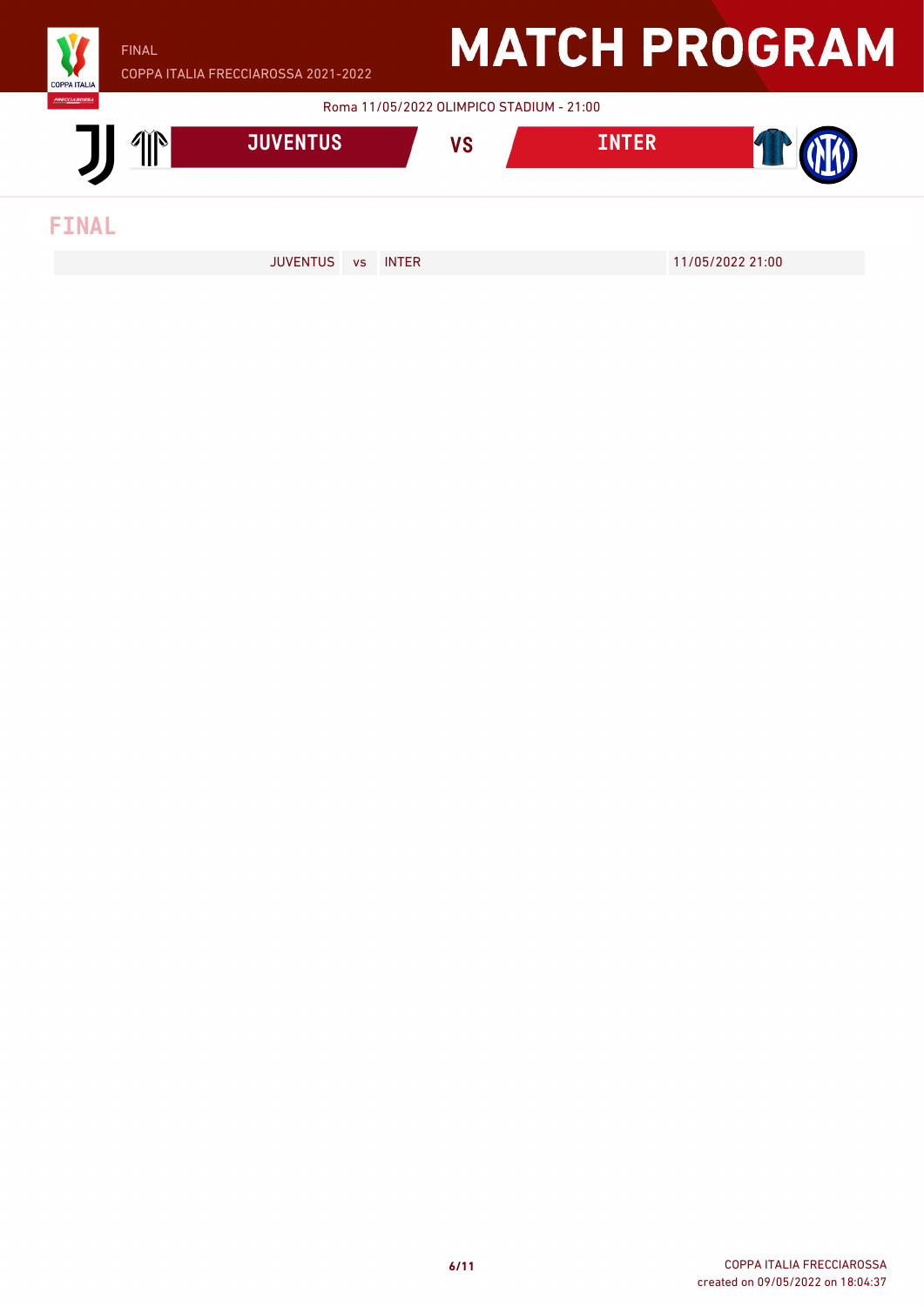FINAL

COPPA ITALIA FRECCIAROSSA 2021-2022

# MATCH PROGRAM

Roma 11/05/2022 OLIMPICO STADIUM - 21:00

**JUVENTUS** VS **INTER**

## FINAL

| | | | |
|---|---|---|---|
| JUVENTUS | vs | INTER | 11/05/2022 21:00 |

COPPA ITALIA FRECCIAROSSA
created on 09/05/2022 on 18:04:37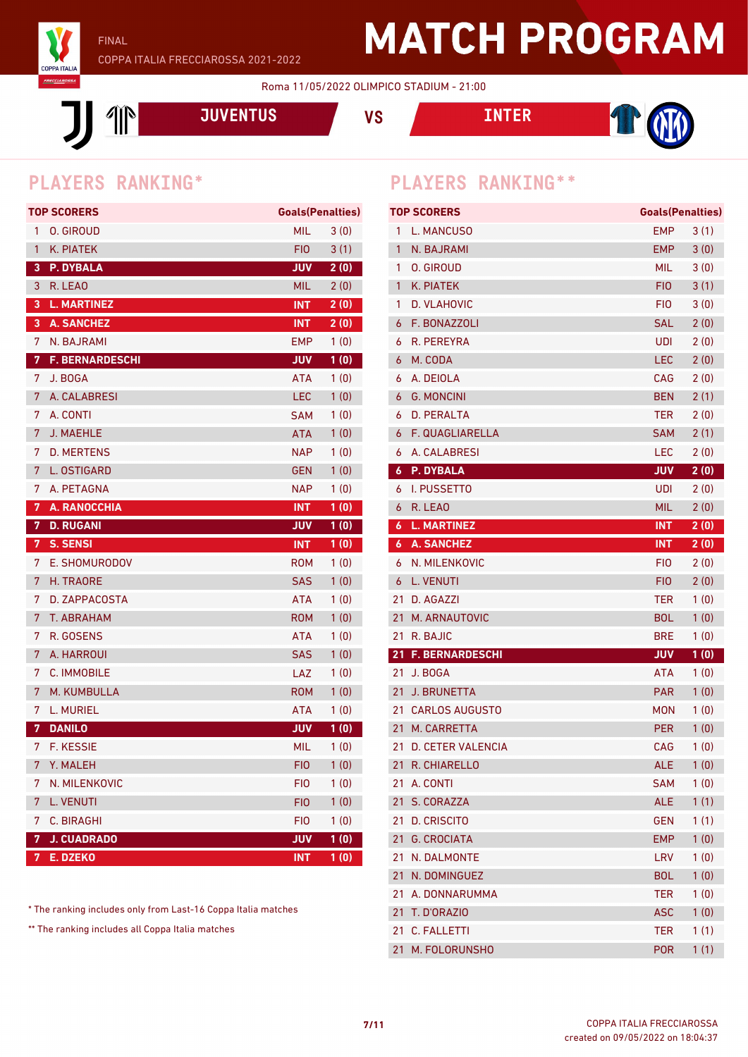FINAL

COPPA ITALIA FRECCIAROSSA 2021-2022

# MATCH PROGRAM

Roma 11/05/2022 OLIMPICO STADIUM - 21:00

**JUVENTUS** VS **INTER**

## PLAYERS RANKING*

| | TOP SCORERS | | Goals(Penalties) |
|---|---|---|---|
| 1 | O. GIROUD | MIL | 3 (0) |
| 1 | K. PIATEK | FIO | 3 (1) |
| **3** | **P. DYBALA** | **JUV** | **2 (0)** |
| 3 | R. LEAO | MIL | 2 (0) |
| **3** | **L. MARTINEZ** | **INT** | **2 (0)** |
| **3** | **A. SANCHEZ** | **INT** | **2 (0)** |
| 7 | N. BAJRAMI | EMP | 1 (0) |
| **7** | **F. BERNARDESCHI** | **JUV** | **1 (0)** |
| 7 | J. BOGA | ATA | 1 (0) |
| 7 | A. CALABRESI | LEC | 1 (0) |
| 7 | A. CONTI | SAM | 1 (0) |
| 7 | J. MAEHLE | ATA | 1 (0) |
| 7 | D. MERTENS | NAP | 1 (0) |
| 7 | L. OSTIGARD | GEN | 1 (0) |
| 7 | A. PETAGNA | NAP | 1 (0) |
| **7** | **A. RANOCCHIA** | **INT** | **1 (0)** |
| **7** | **D. RUGANI** | **JUV** | **1 (0)** |
| **7** | **S. SENSI** | **INT** | **1 (0)** |
| 7 | E. SHOMURODOV | ROM | 1 (0) |
| 7 | H. TRAORE | SAS | 1 (0) |
| 7 | D. ZAPPACOSTA | ATA | 1 (0) |
| 7 | T. ABRAHAM | ROM | 1 (0) |
| 7 | R. GOSENS | ATA | 1 (0) |
| 7 | A. HARROUI | SAS | 1 (0) |
| 7 | C. IMMOBILE | LAZ | 1 (0) |
| 7 | M. KUMBULLA | ROM | 1 (0) |
| 7 | L. MURIEL | ATA | 1 (0) |
| **7** | **DANILO** | **JUV** | **1 (0)** |
| 7 | F. KESSIE | MIL | 1 (0) |
| 7 | Y. MALEH | FIO | 1 (0) |
| 7 | N. MILENKOVIC | FIO | 1 (0) |
| 7 | L. VENUTI | FIO | 1 (0) |
| 7 | C. BIRAGHI | FIO | 1 (0) |
| **7** | **J. CUADRADO** | **JUV** | **1 (0)** |
| **7** | **E. DZEKO** | **INT** | **1 (0)** |

\* The ranking includes only from Last-16 Coppa Italia matches

\*\* The ranking includes all Coppa Italia matches

## PLAYERS RANKING**

| | TOP SCORERS | | Goals(Penalties) |
|---|---|---|---|
| 1 | L. MANCUSO | EMP | 3 (1) |
| 1 | N. BAJRAMI | EMP | 3 (0) |
| 1 | O. GIROUD | MIL | 3 (0) |
| 1 | K. PIATEK | FIO | 3 (1) |
| 1 | D. VLAHOVIC | FIO | 3 (0) |
| 6 | F. BONAZZOLI | SAL | 2 (0) |
| 6 | R. PEREYRA | UDI | 2 (0) |
| 6 | M. CODA | LEC | 2 (0) |
| 6 | A. DEIOLA | CAG | 2 (0) |
| 6 | G. MONCINI | BEN | 2 (1) |
| 6 | D. PERALTA | TER | 2 (0) |
| 6 | F. QUAGLIARELLA | SAM | 2 (1) |
| 6 | A. CALABRESI | LEC | 2 (0) |
| **6** | **P. DYBALA** | **JUV** | **2 (0)** |
| 6 | I. PUSSETTO | UDI | 2 (0) |
| 6 | R. LEAO | MIL | 2 (0) |
| **6** | **L. MARTINEZ** | **INT** | **2 (0)** |
| **6** | **A. SANCHEZ** | **INT** | **2 (0)** |
| 6 | N. MILENKOVIC | FIO | 2 (0) |
| 6 | L. VENUTI | FIO | 2 (0) |
| 21 | D. AGAZZI | TER | 1 (0) |
| 21 | M. ARNAUTOVIC | BOL | 1 (0) |
| 21 | R. BAJIC | BRE | 1 (0) |
| **21** | **F. BERNARDESCHI** | **JUV** | **1 (0)** |
| 21 | J. BOGA | ATA | 1 (0) |
| 21 | J. BRUNETTA | PAR | 1 (0) |
| 21 | CARLOS AUGUSTO | MON | 1 (0) |
| 21 | M. CARRETTA | PER | 1 (0) |
| 21 | D. CETER VALENCIA | CAG | 1 (0) |
| 21 | R. CHIARELLO | ALE | 1 (0) |
| 21 | A. CONTI | SAM | 1 (0) |
| 21 | S. CORAZZA | ALE | 1 (1) |
| 21 | D. CRISCITO | GEN | 1 (1) |
| 21 | G. CROCIATA | EMP | 1 (0) |
| 21 | N. DALMONTE | LRV | 1 (0) |
| 21 | N. DOMINGUEZ | BOL | 1 (0) |
| 21 | A. DONNARUMMA | TER | 1 (0) |
| 21 | T. D'ORAZIO | ASC | 1 (0) |
| 21 | C. FALLETTI | TER | 1 (1) |
| 21 | M. FOLORUNSHO | POR | 1 (1) |

COPPA ITALIA FRECCIAROSSA
created on 09/05/2022 on 18:04:37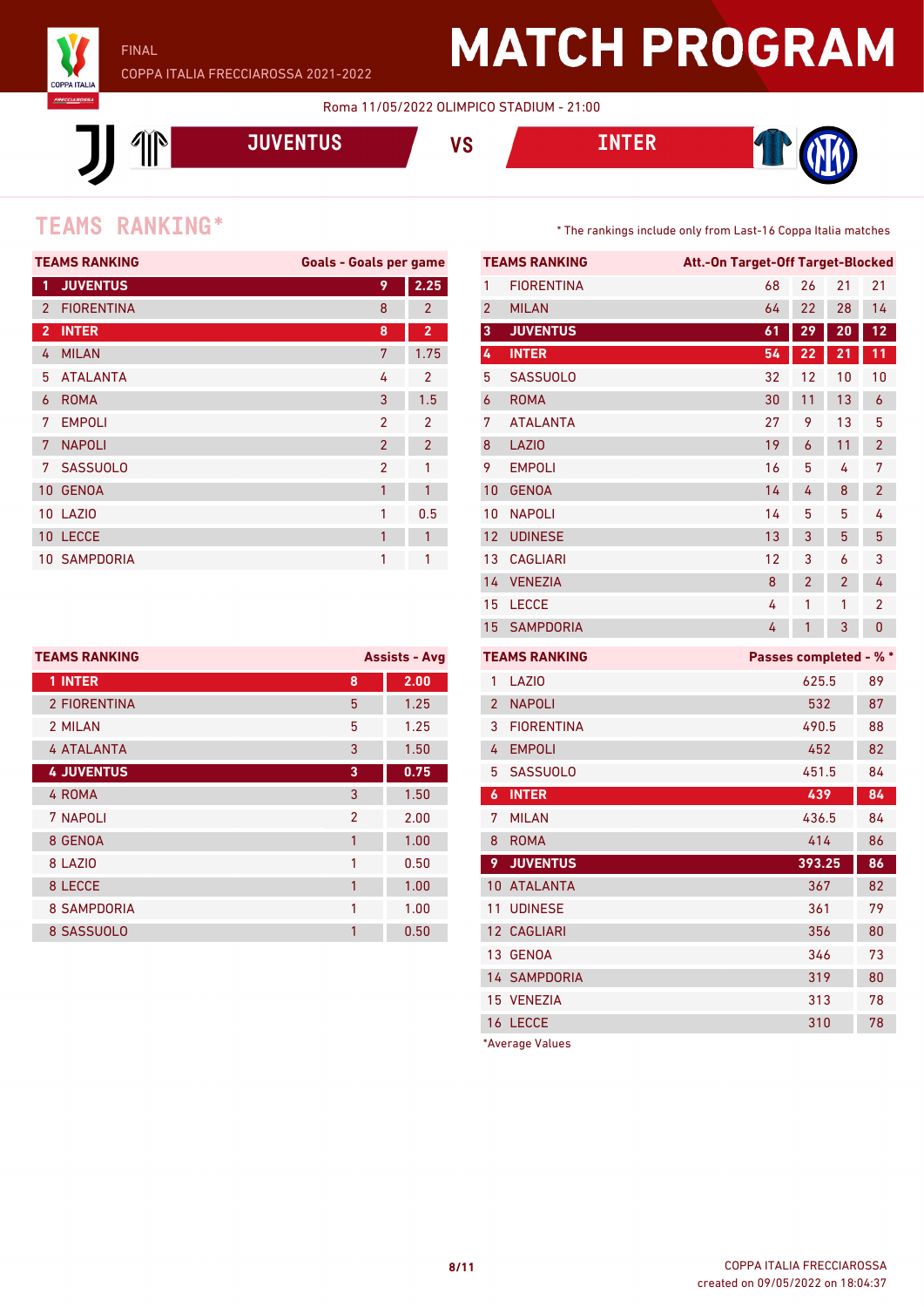FINAL

COPPA ITALIA FRECCIAROSSA 2021-2022

# MATCH PROGRAM

Roma 11/05/2022 OLIMPICO STADIUM - 21:00

**JUVENTUS** VS **INTER**

## TEAMS RANKING*

* The rankings include only from Last-16 Coppa Italia matches

| TEAMS RANKING | | Goals | Goals per game |
|---|---|---|---|
| 1 | JUVENTUS | 9 | 2.25 |
| 2 | FIORENTINA | 8 | 2 |
| 2 | INTER | 8 | 2 |
| 4 | MILAN | 7 | 1.75 |
| 5 | ATALANTA | 4 | 2 |
| 6 | ROMA | 3 | 1.5 |
| 7 | EMPOLI | 2 | 2 |
| 7 | NAPOLI | 2 | 2 |
| 7 | SASSUOLO | 2 | 1 |
| 10 | GENOA | 1 | 1 |
| 10 | LAZIO | 1 | 0.5 |
| 10 | LECCE | 1 | 1 |
| 10 | SAMPDORIA | 1 | 1 |

| TEAMS RANKING | | Att. | On Target | Off Target | Blocked |
|---|---|---|---|---|---|
| 1 | FIORENTINA | 68 | 26 | 21 | 21 |
| 2 | MILAN | 64 | 22 | 28 | 14 |
| 3 | JUVENTUS | 61 | 29 | 20 | 12 |
| 4 | INTER | 54 | 22 | 21 | 11 |
| 5 | SASSUOLO | 32 | 12 | 10 | 10 |
| 6 | ROMA | 30 | 11 | 13 | 6 |
| 7 | ATALANTA | 27 | 9 | 13 | 5 |
| 8 | LAZIO | 19 | 6 | 11 | 2 |
| 9 | EMPOLI | 16 | 5 | 4 | 7 |
| 10 | GENOA | 14 | 4 | 8 | 2 |
| 10 | NAPOLI | 14 | 5 | 5 | 4 |
| 12 | UDINESE | 13 | 3 | 5 | 5 |
| 13 | CAGLIARI | 12 | 3 | 6 | 3 |
| 14 | VENEZIA | 8 | 2 | 2 | 4 |
| 15 | LECCE | 4 | 1 | 1 | 2 |
| 15 | SAMPDORIA | 4 | 1 | 3 | 0 |

| TEAMS RANKING | | Assists | Avg |
|---|---|---|---|
| 1 | INTER | 8 | 2.00 |
| 2 | FIORENTINA | 5 | 1.25 |
| 2 | MILAN | 5 | 1.25 |
| 4 | ATALANTA | 3 | 1.50 |
| 4 | JUVENTUS | 3 | 0.75 |
| 4 | ROMA | 3 | 1.50 |
| 7 | NAPOLI | 2 | 2.00 |
| 8 | GENOA | 1 | 1.00 |
| 8 | LAZIO | 1 | 0.50 |
| 8 | LECCE | 1 | 1.00 |
| 8 | SAMPDORIA | 1 | 1.00 |
| 8 | SASSUOLO | 1 | 0.50 |

| TEAMS RANKING | | Passes completed * | % * |
|---|---|---|---|
| 1 | LAZIO | 625.5 | 89 |
| 2 | NAPOLI | 532 | 87 |
| 3 | FIORENTINA | 490.5 | 88 |
| 4 | EMPOLI | 452 | 82 |
| 5 | SASSUOLO | 451.5 | 84 |
| 6 | INTER | 439 | 84 |
| 7 | MILAN | 436.5 | 84 |
| 8 | ROMA | 414 | 86 |
| 9 | JUVENTUS | 393.25 | 86 |
| 10 | ATALANTA | 367 | 82 |
| 11 | UDINESE | 361 | 79 |
| 12 | CAGLIARI | 356 | 80 |
| 13 | GENOA | 346 | 73 |
| 14 | SAMPDORIA | 319 | 80 |
| 15 | VENEZIA | 313 | 78 |
| 16 | LECCE | 310 | 78 |

*Average Values

COPPA ITALIA FRECCIAROSSA
created on 09/05/2022 on 18:04:37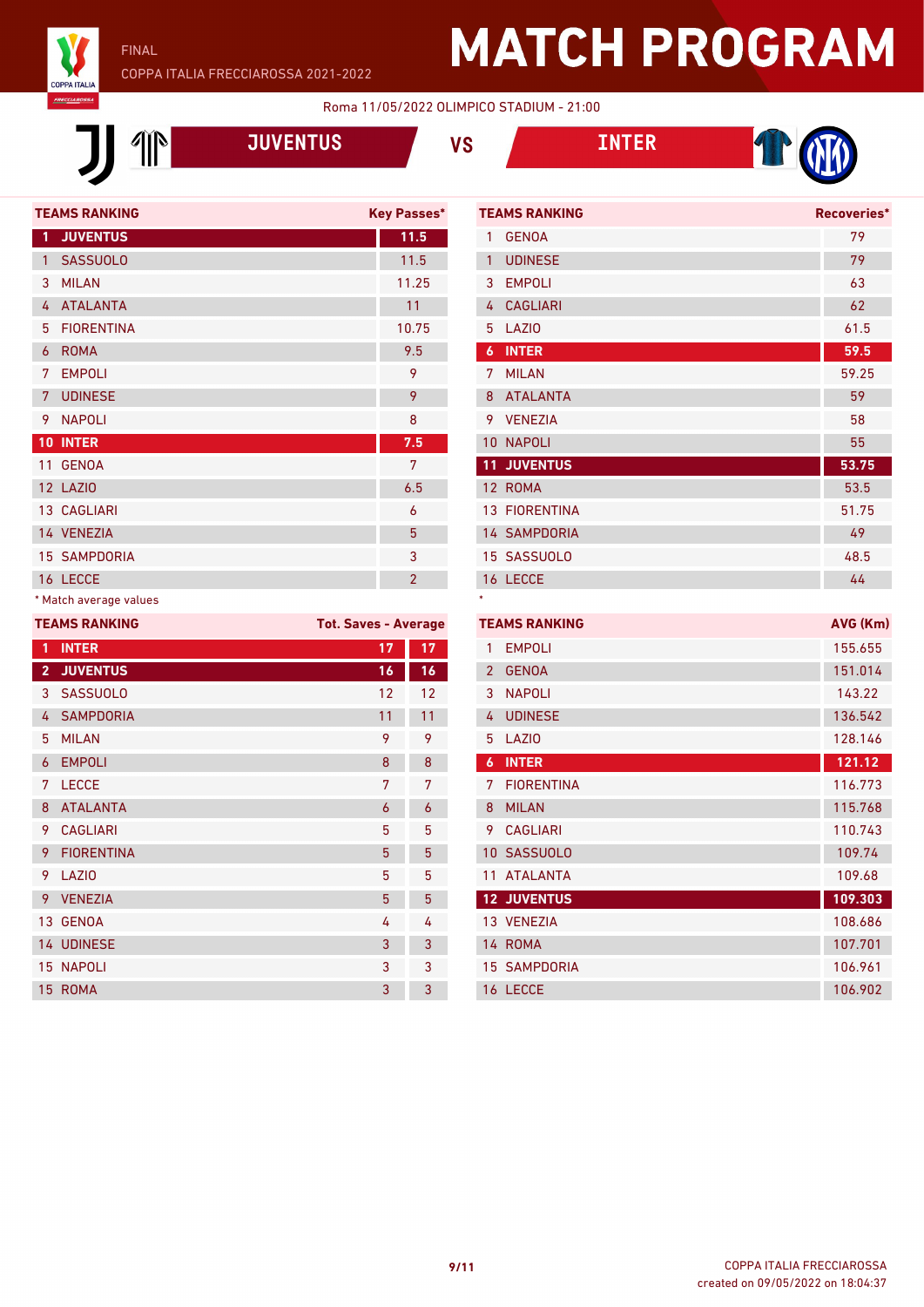FINAL

COPPA ITALIA FRECCIAROSSA 2021-2022

# MATCH PROGRAM

Roma 11/05/2022 OLIMPICO STADIUM - 21:00

## JUVENTUS VS INTER

| TEAMS RANKING | | Key Passes* |
|---|---|---|
| 1 | JUVENTUS | 11.5 |
| 1 | SASSUOLO | 11.5 |
| 3 | MILAN | 11.25 |
| 4 | ATALANTA | 11 |
| 5 | FIORENTINA | 10.75 |
| 6 | ROMA | 9.5 |
| 7 | EMPOLI | 9 |
| 7 | UDINESE | 9 |
| 9 | NAPOLI | 8 |
| 10 | INTER | 7.5 |
| 11 | GENOA | 7 |
| 12 | LAZIO | 6.5 |
| 13 | CAGLIARI | 6 |
| 14 | VENEZIA | 5 |
| 15 | SAMPDORIA | 3 |
| 16 | LECCE | 2 |

* Match average values

| TEAMS RANKING | | Recoveries* |
|---|---|---|
| 1 | GENOA | 79 |
| 1 | UDINESE | 79 |
| 3 | EMPOLI | 63 |
| 4 | CAGLIARI | 62 |
| 5 | LAZIO | 61.5 |
| 6 | INTER | 59.5 |
| 7 | MILAN | 59.25 |
| 8 | ATALANTA | 59 |
| 9 | VENEZIA | 58 |
| 10 | NAPOLI | 55 |
| 11 | JUVENTUS | 53.75 |
| 12 | ROMA | 53.5 |
| 13 | FIORENTINA | 51.75 |
| 14 | SAMPDORIA | 49 |
| 15 | SASSUOLO | 48.5 |
| 16 | LECCE | 44 |

*

| TEAMS RANKING | | Tot. Saves | Average |
|---|---|---|---|
| 1 | INTER | 17 | 17 |
| 2 | JUVENTUS | 16 | 16 |
| 3 | SASSUOLO | 12 | 12 |
| 4 | SAMPDORIA | 11 | 11 |
| 5 | MILAN | 9 | 9 |
| 6 | EMPOLI | 8 | 8 |
| 7 | LECCE | 7 | 7 |
| 8 | ATALANTA | 6 | 6 |
| 9 | CAGLIARI | 5 | 5 |
| 9 | FIORENTINA | 5 | 5 |
| 9 | LAZIO | 5 | 5 |
| 9 | VENEZIA | 5 | 5 |
| 13 | GENOA | 4 | 4 |
| 14 | UDINESE | 3 | 3 |
| 15 | NAPOLI | 3 | 3 |
| 15 | ROMA | 3 | 3 |

| TEAMS RANKING | | AVG (Km) |
|---|---|---|
| 1 | EMPOLI | 155.655 |
| 2 | GENOA | 151.014 |
| 3 | NAPOLI | 143.22 |
| 4 | UDINESE | 136.542 |
| 5 | LAZIO | 128.146 |
| 6 | INTER | 121.12 |
| 7 | FIORENTINA | 116.773 |
| 8 | MILAN | 115.768 |
| 9 | CAGLIARI | 110.743 |
| 10 | SASSUOLO | 109.74 |
| 11 | ATALANTA | 109.68 |
| 12 | JUVENTUS | 109.303 |
| 13 | VENEZIA | 108.686 |
| 14 | ROMA | 107.701 |
| 15 | SAMPDORIA | 106.961 |
| 16 | LECCE | 106.902 |

COPPA ITALIA FRECCIAROSSA
created on 09/05/2022 on 18:04:37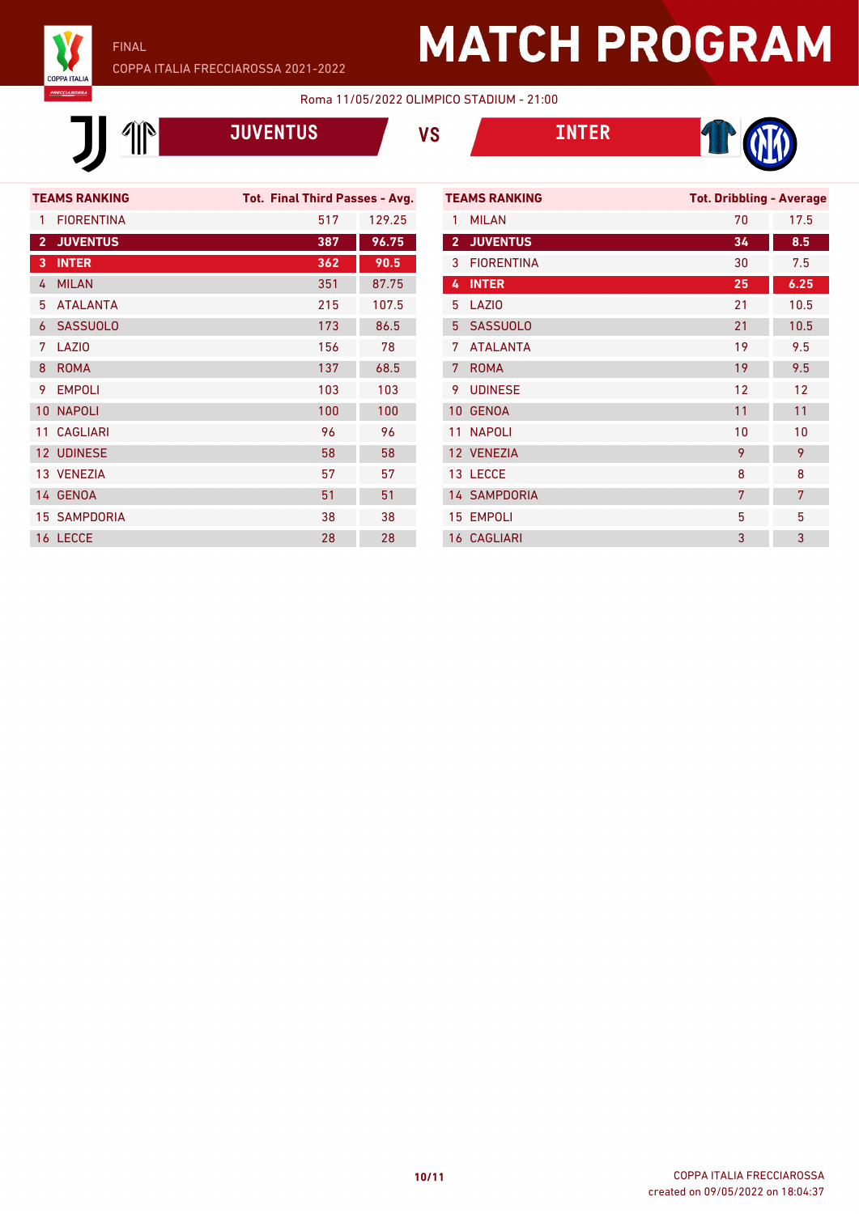FINAL

COPPA ITALIA FRECCIAROSSA 2021-2022

# MATCH PROGRAM

Roma 11/05/2022 OLIMPICO STADIUM - 21:00

**JUVENTUS** VS **INTER**

| TEAMS RANKING | | Tot. Final Third Passes | Avg. |
|---|---|---|---|
| 1 | FIORENTINA | 517 | 129.25 |
| 2 | **JUVENTUS** | **387** | **96.75** |
| 3 | **INTER** | **362** | **90.5** |
| 4 | MILAN | 351 | 87.75 |
| 5 | ATALANTA | 215 | 107.5 |
| 6 | SASSUOLO | 173 | 86.5 |
| 7 | LAZIO | 156 | 78 |
| 8 | ROMA | 137 | 68.5 |
| 9 | EMPOLI | 103 | 103 |
| 10 | NAPOLI | 100 | 100 |
| 11 | CAGLIARI | 96 | 96 |
| 12 | UDINESE | 58 | 58 |
| 13 | VENEZIA | 57 | 57 |
| 14 | GENOA | 51 | 51 |
| 15 | SAMPDORIA | 38 | 38 |
| 16 | LECCE | 28 | 28 |

| TEAMS RANKING | | Tot. Dribbling | Average |
|---|---|---|---|
| 1 | MILAN | 70 | 17.5 |
| 2 | **JUVENTUS** | **34** | **8.5** |
| 3 | FIORENTINA | 30 | 7.5 |
| 4 | **INTER** | **25** | **6.25** |
| 5 | LAZIO | 21 | 10.5 |
| 5 | SASSUOLO | 21 | 10.5 |
| 7 | ATALANTA | 19 | 9.5 |
| 7 | ROMA | 19 | 9.5 |
| 9 | UDINESE | 12 | 12 |
| 10 | GENOA | 11 | 11 |
| 11 | NAPOLI | 10 | 10 |
| 12 | VENEZIA | 9 | 9 |
| 13 | LECCE | 8 | 8 |
| 14 | SAMPDORIA | 7 | 7 |
| 15 | EMPOLI | 5 | 5 |
| 16 | CAGLIARI | 3 | 3 |

COPPA ITALIA FRECCIAROSSA
created on 09/05/2022 on 18:04:37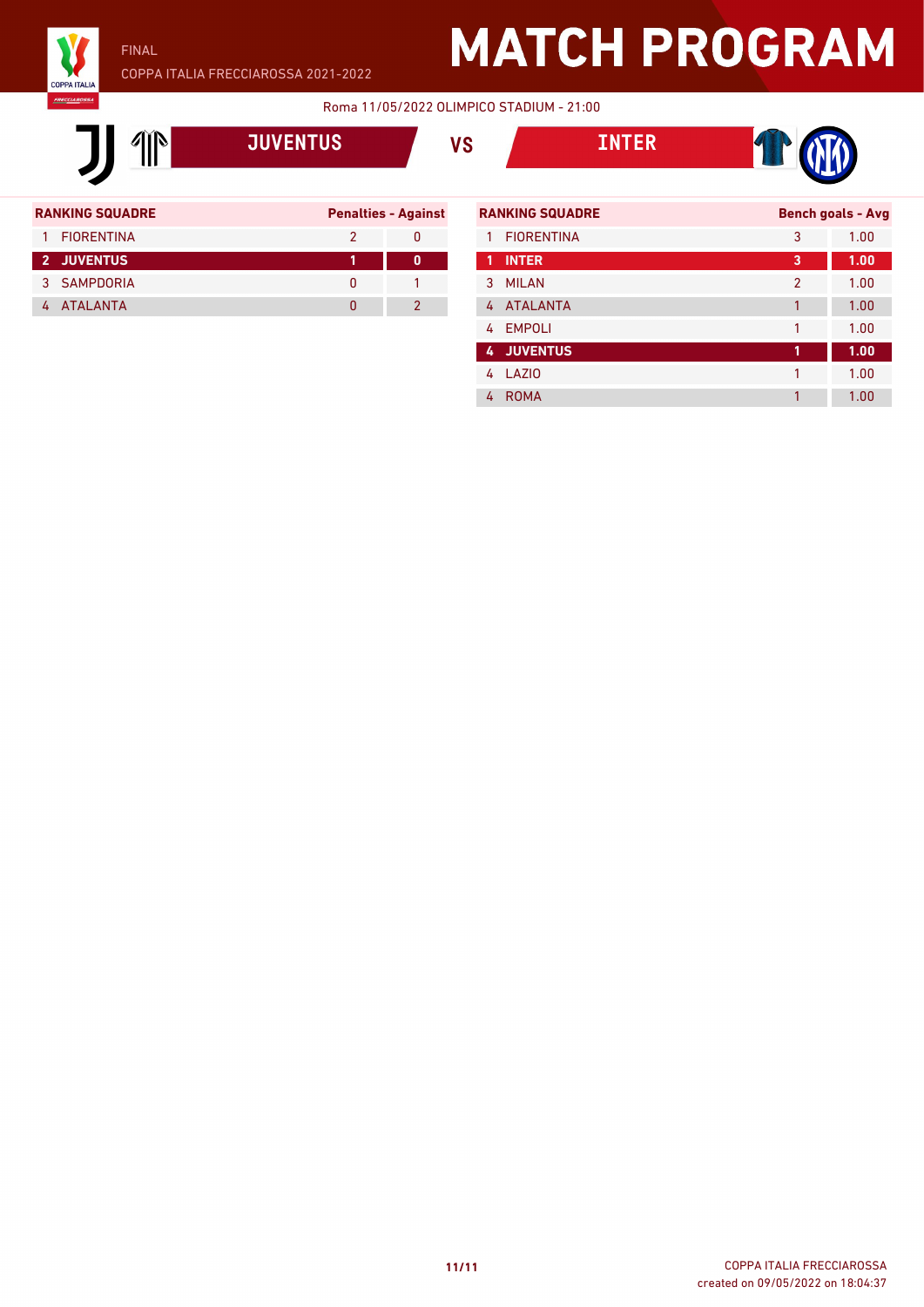FINAL

COPPA ITALIA FRECCIAROSSA 2021-2022

# MATCH PROGRAM

Roma 11/05/2022 OLIMPICO STADIUM - 21:00

## JUVENTUS VS INTER

| RANKING SQUADRE | | Penalties | Against |
|---|---|---|---|
| 1 | FIORENTINA | 2 | 0 |
| 2 | **JUVENTUS** | **1** | **0** |
| 3 | SAMPDORIA | 0 | 1 |
| 4 | ATALANTA | 0 | 2 |

| RANKING SQUADRE | | Bench goals | Avg |
|---|---|---|---|
| 1 | FIORENTINA | 3 | 1.00 |
| 1 | **INTER** | **3** | **1.00** |
| 3 | MILAN | 2 | 1.00 |
| 4 | ATALANTA | 1 | 1.00 |
| 4 | EMPOLI | 1 | 1.00 |
| 4 | **JUVENTUS** | **1** | **1.00** |
| 4 | LAZIO | 1 | 1.00 |
| 4 | ROMA | 1 | 1.00 |

COPPA ITALIA FRECCIAROSSA
created on 09/05/2022 on 18:04:37